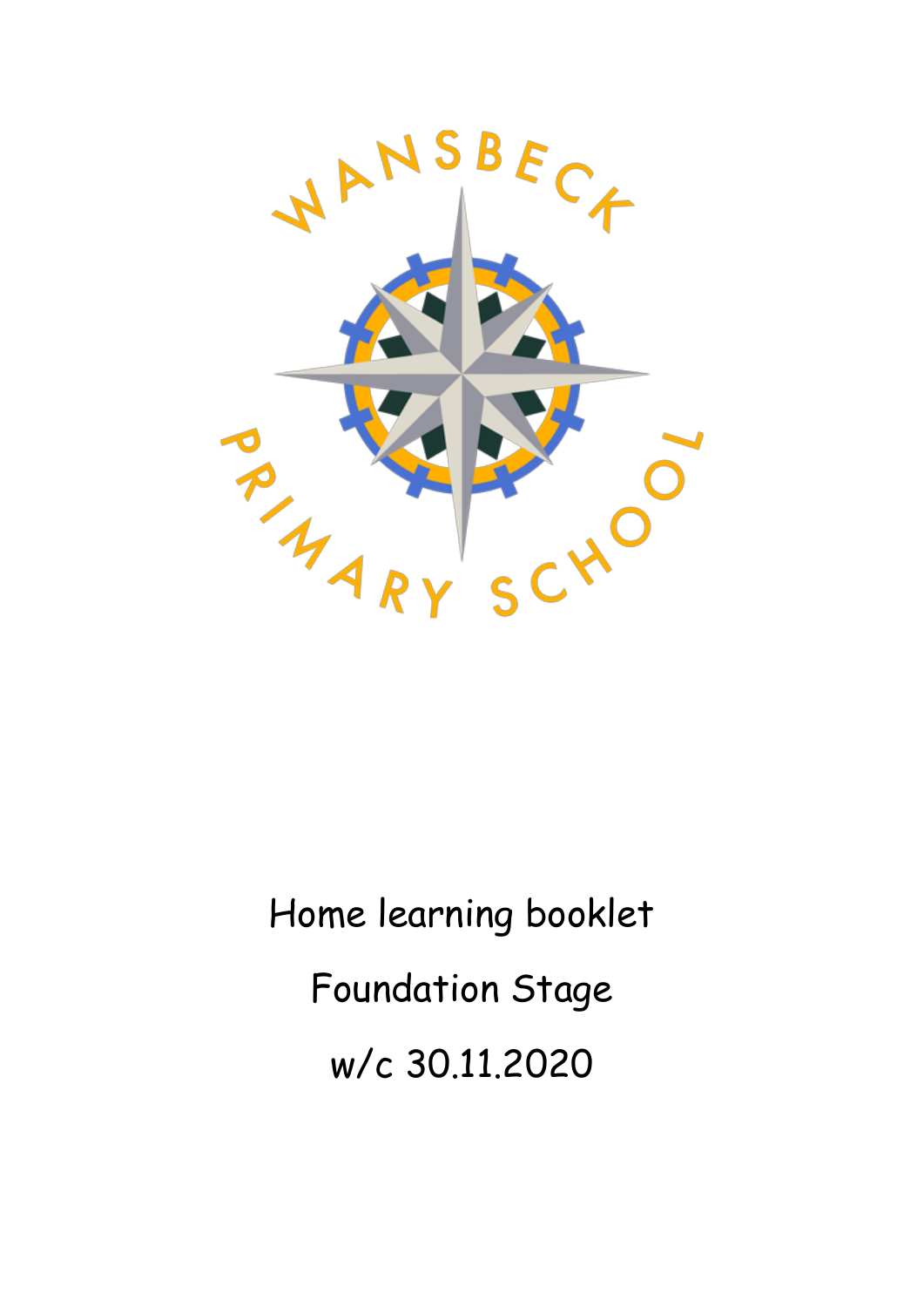WANSBECK PRIMARY SCHOOL

Home learning booklet

Foundation Stage

w/c 30.11.2020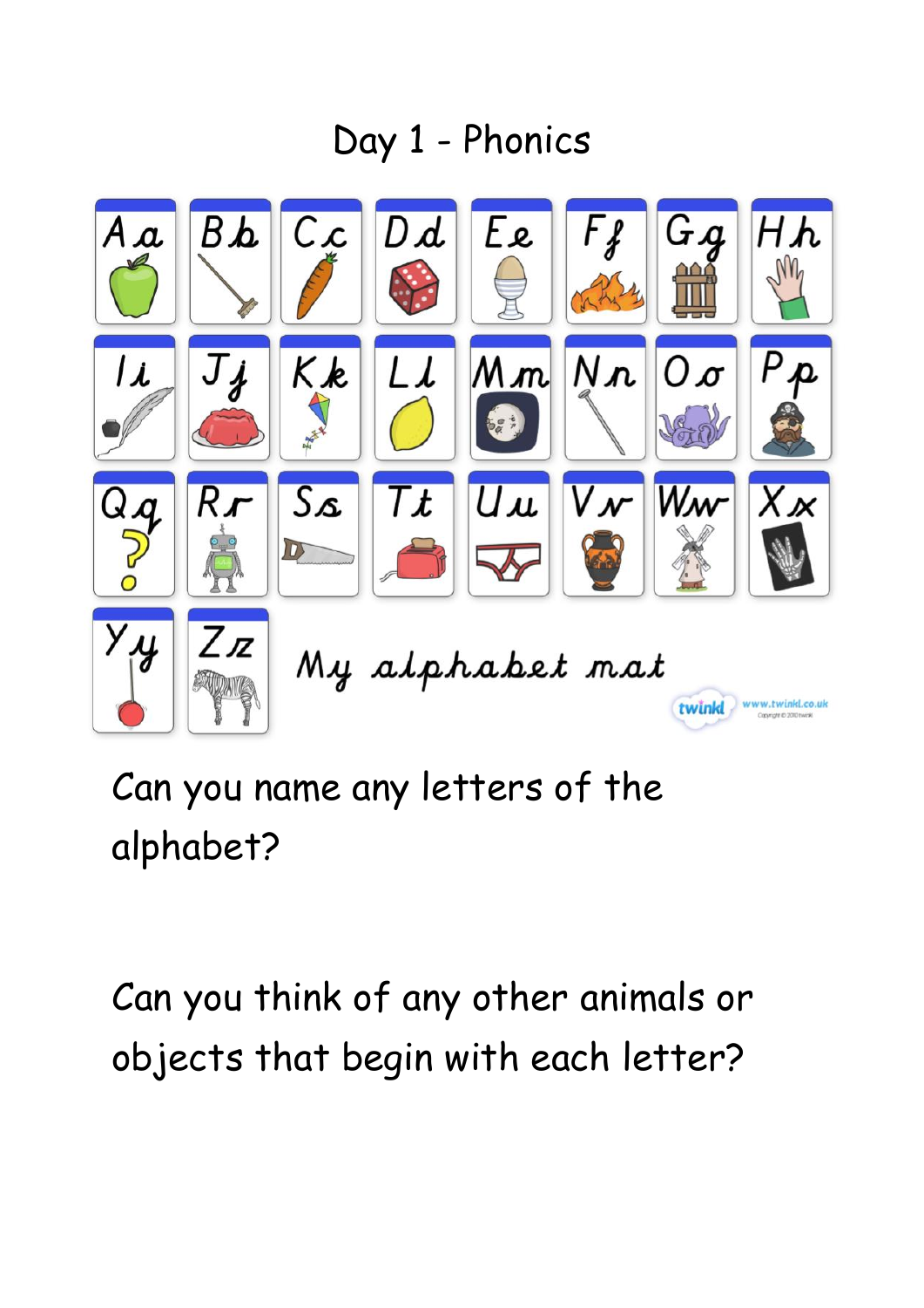# Day 1 - Phonics

| Aa | Bb | Cc | Dd | Ee | Ff | Gg | Hh |
|---|---|---|---|---|---|---|---|
| Ii | Jj | Kk | Ll | Mm | Nn | Oo | Pp |
| Qq | Rr | Ss | Tt | Uu | Vv | Ww | Xx |
| Yy | Zz | | | | | | |

My alphabet mat

Can you name any letters of the alphabet?

Can you think of any other animals or objects that begin with each letter?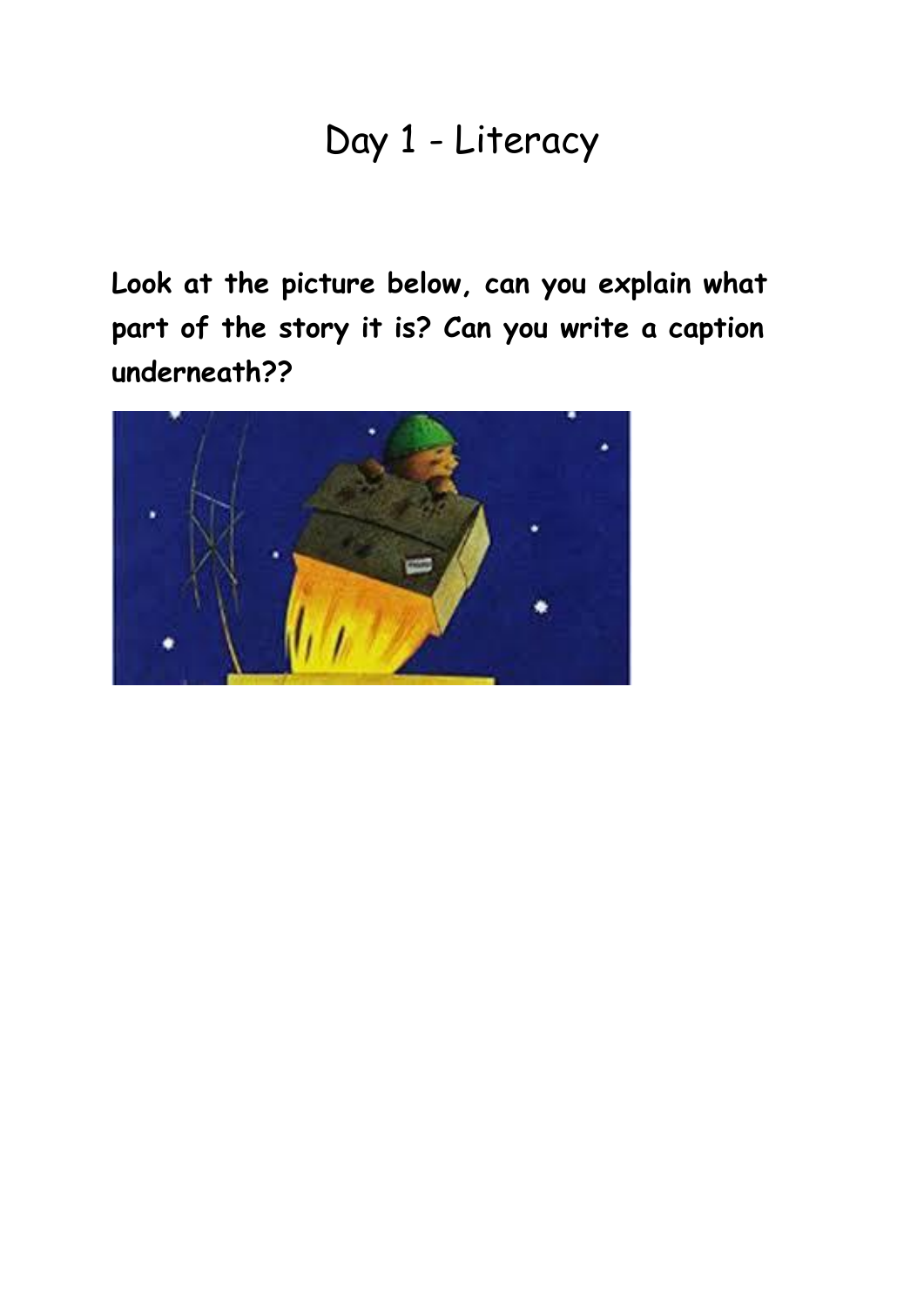# Day 1 - Literacy

**Look at the picture below, can you explain what part of the story it is? Can you write a caption underneath??**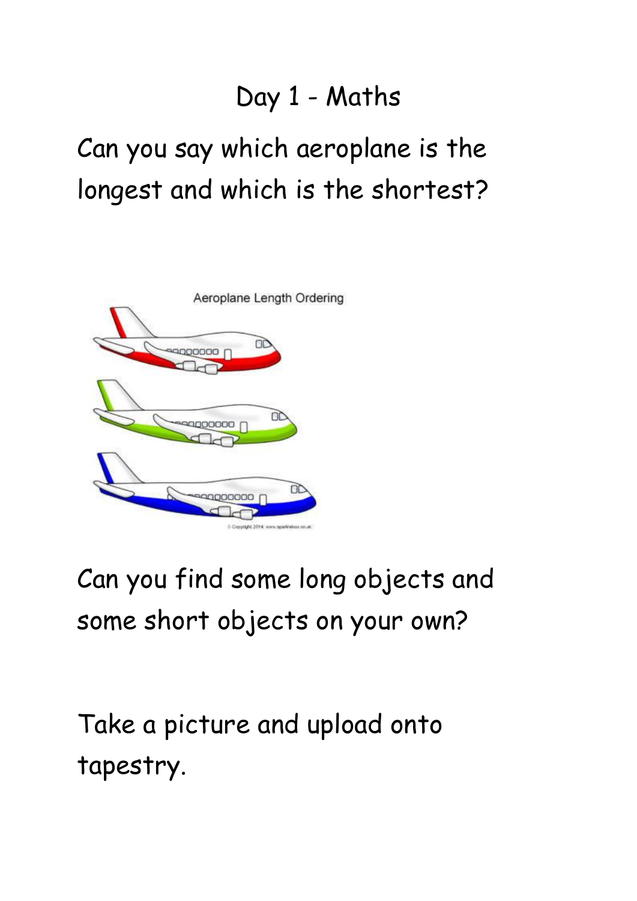# Day 1 - Maths

Can you say which aeroplane is the longest and which is the shortest?

Can you find some long objects and some short objects on your own?

Take a picture and upload onto tapestry.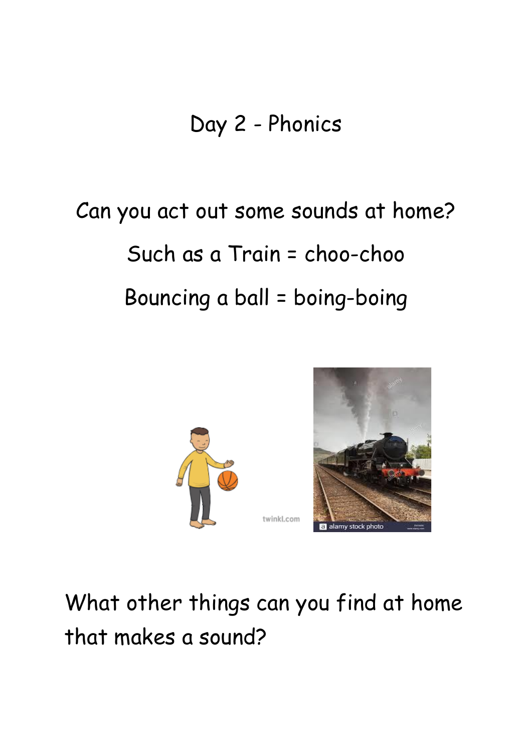# Day 2 - Phonics

Can you act out some sounds at home?

Such as a Train = choo-choo

Bouncing a ball = boing-boing

What other things can you find at home that makes a sound?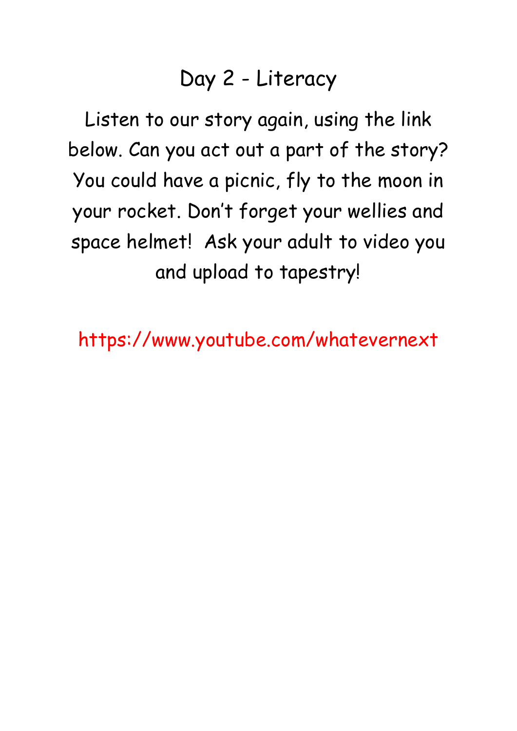# Day 2 - Literacy

Listen to our story again, using the link below. Can you act out a part of the story? You could have a picnic, fly to the moon in your rocket. Don't forget your wellies and space helmet! Ask your adult to video you and upload to tapestry!

https://www.youtube.com/whatevernext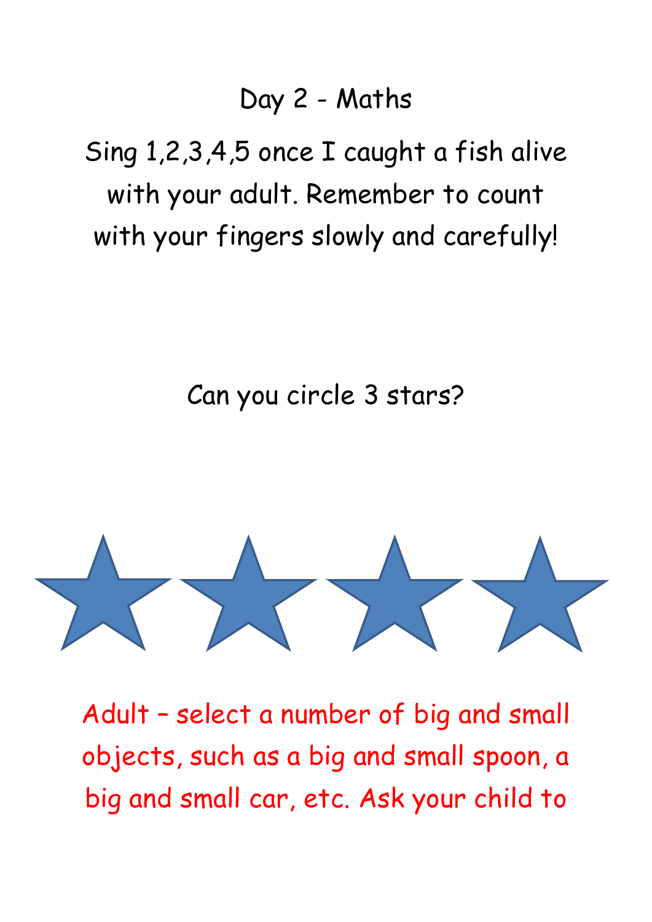# Day 2 - Maths

Sing 1,2,3,4,5 once I caught a fish alive with your adult. Remember to count with your fingers slowly and carefully!

Can you circle 3 stars?

★ ★ ★ ★

Adult – select a number of big and small objects, such as a big and small spoon, a big and small car, etc. Ask your child to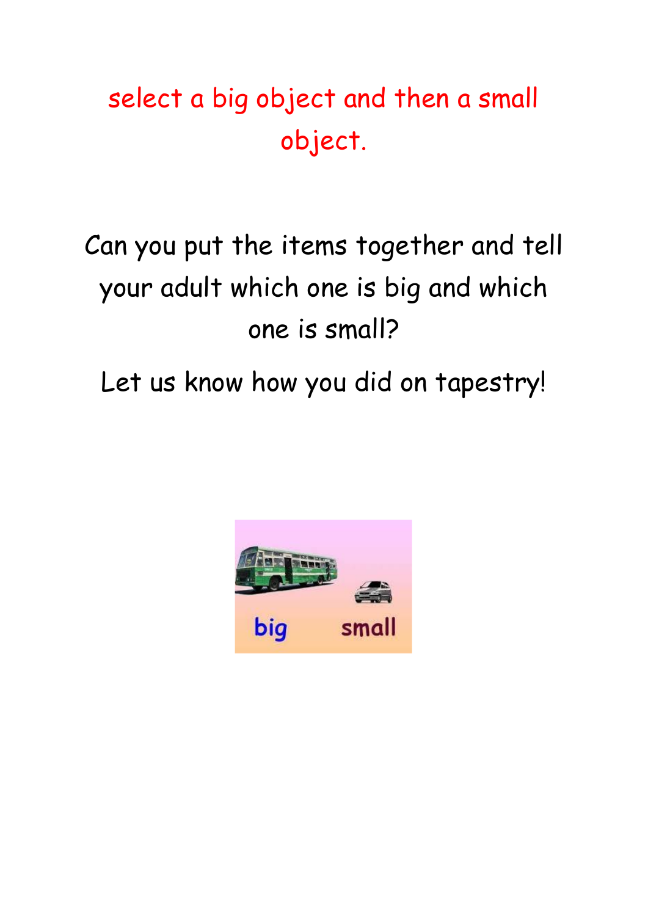select a big object and then a small object.

Can you put the items together and tell your adult which one is big and which one is small?

Let us know how you did on tapestry!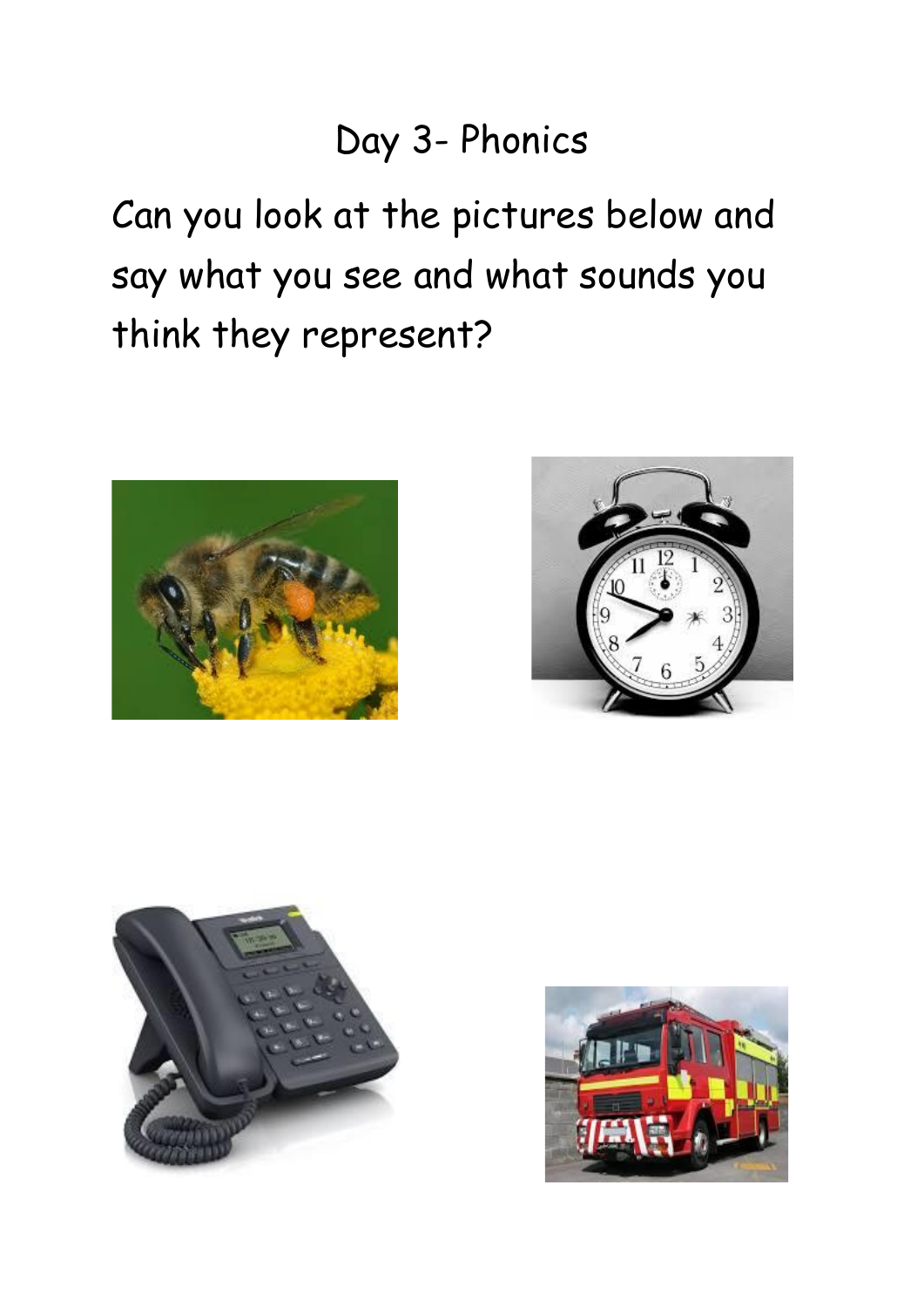# Day 3- Phonics

Can you look at the pictures below and say what you see and what sounds you think they represent?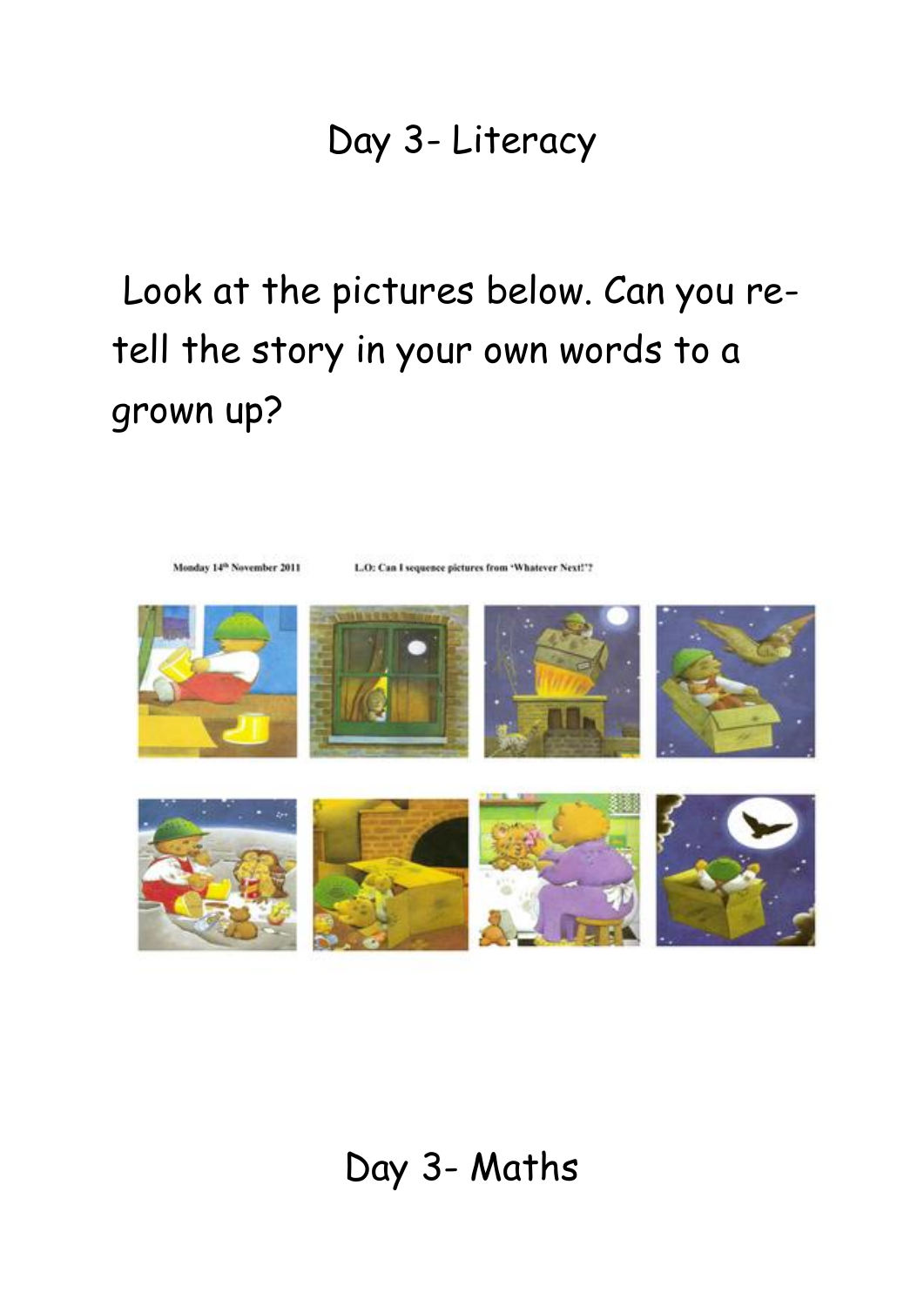# Day 3- Literacy

Look at the pictures below. Can you re-tell the story in your own words to a grown up?

Monday 14th November 2011

L.O: Can I sequence pictures from 'Whatever Next!'?

# Day 3- Maths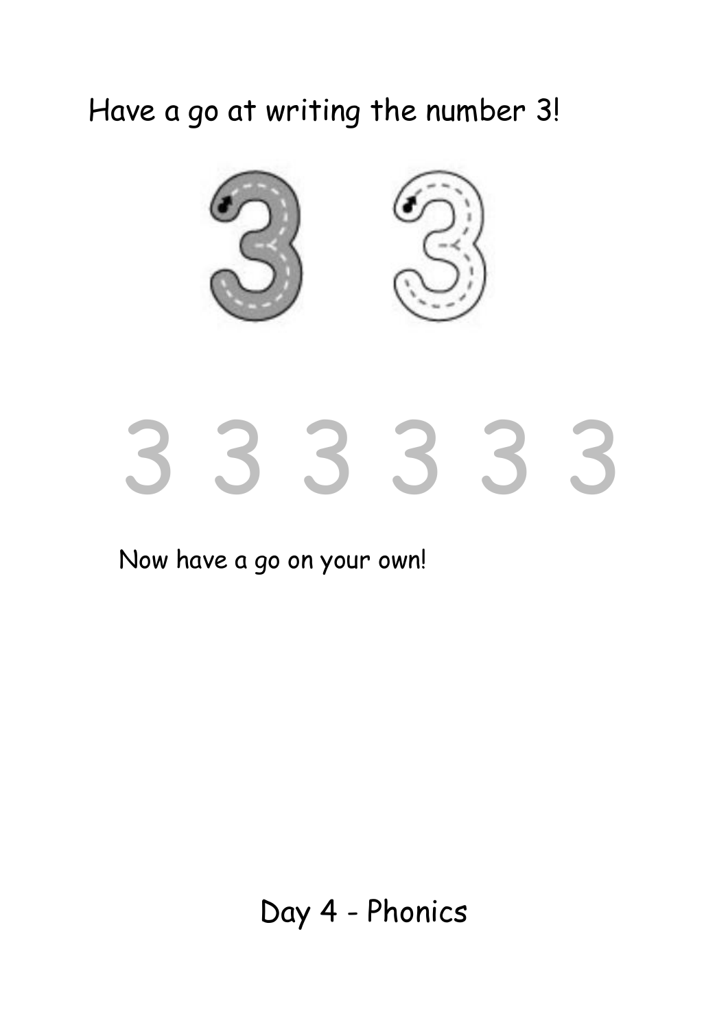Have a go at writing the number 3!

3 3 3 3 3 3

Now have a go on your own!

Day 4 - Phonics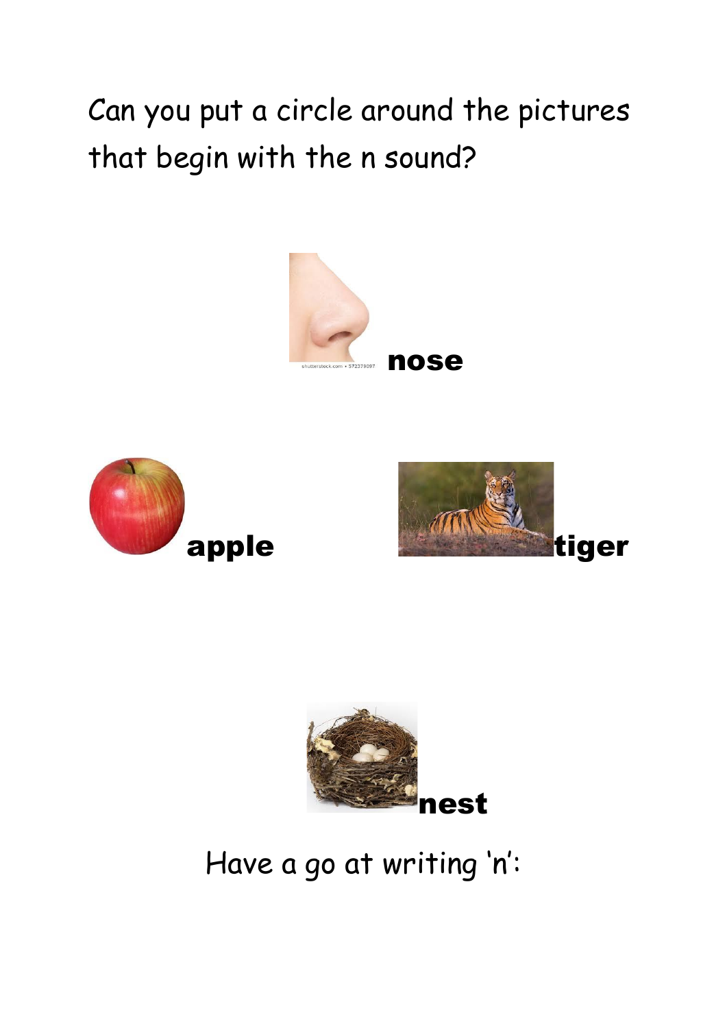Can you put a circle around the pictures that begin with the n sound?

**nose**

**apple**

**tiger**

**nest**

Have a go at writing 'n':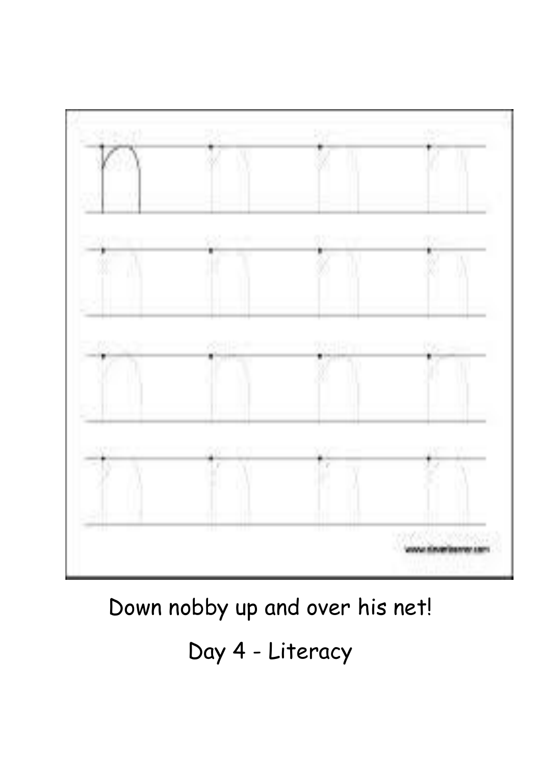Down nobby up and over his net!

Day 4 - Literacy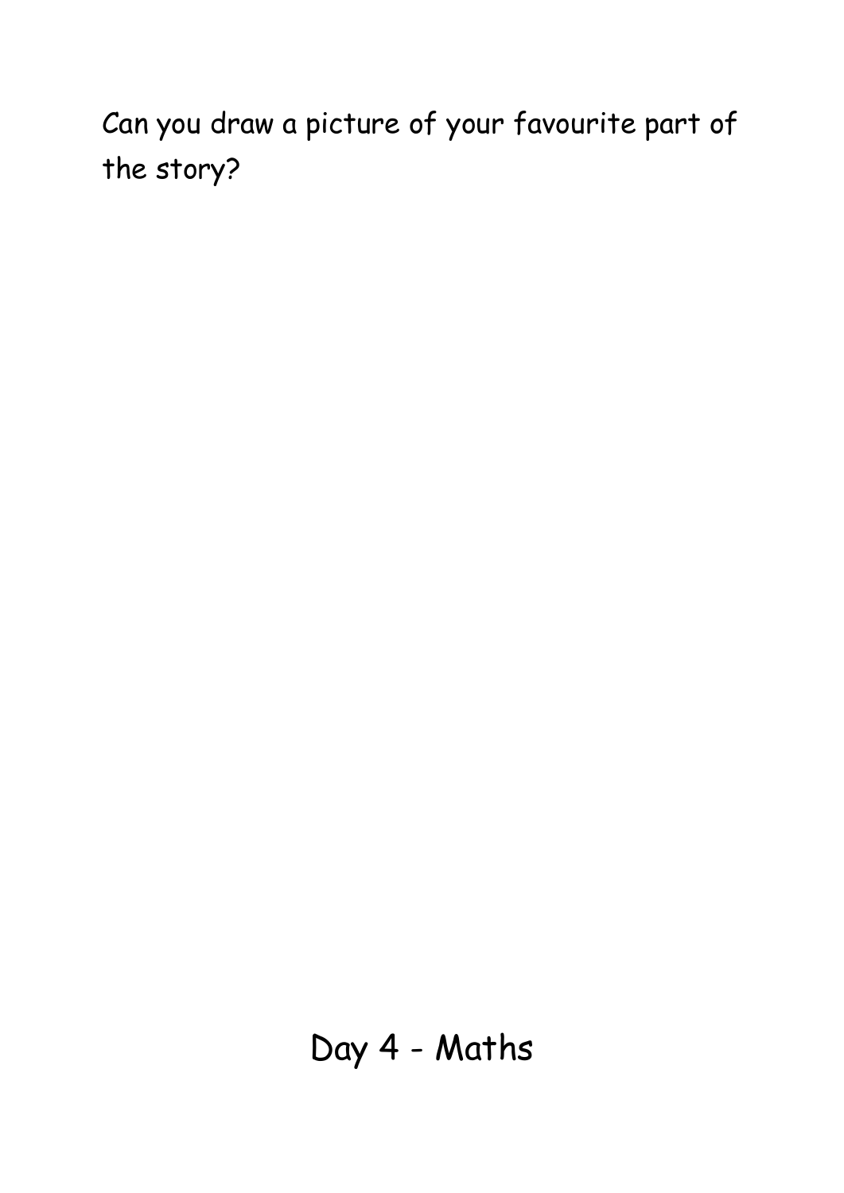Can you draw a picture of your favourite part of the story?

# Day 4 - Maths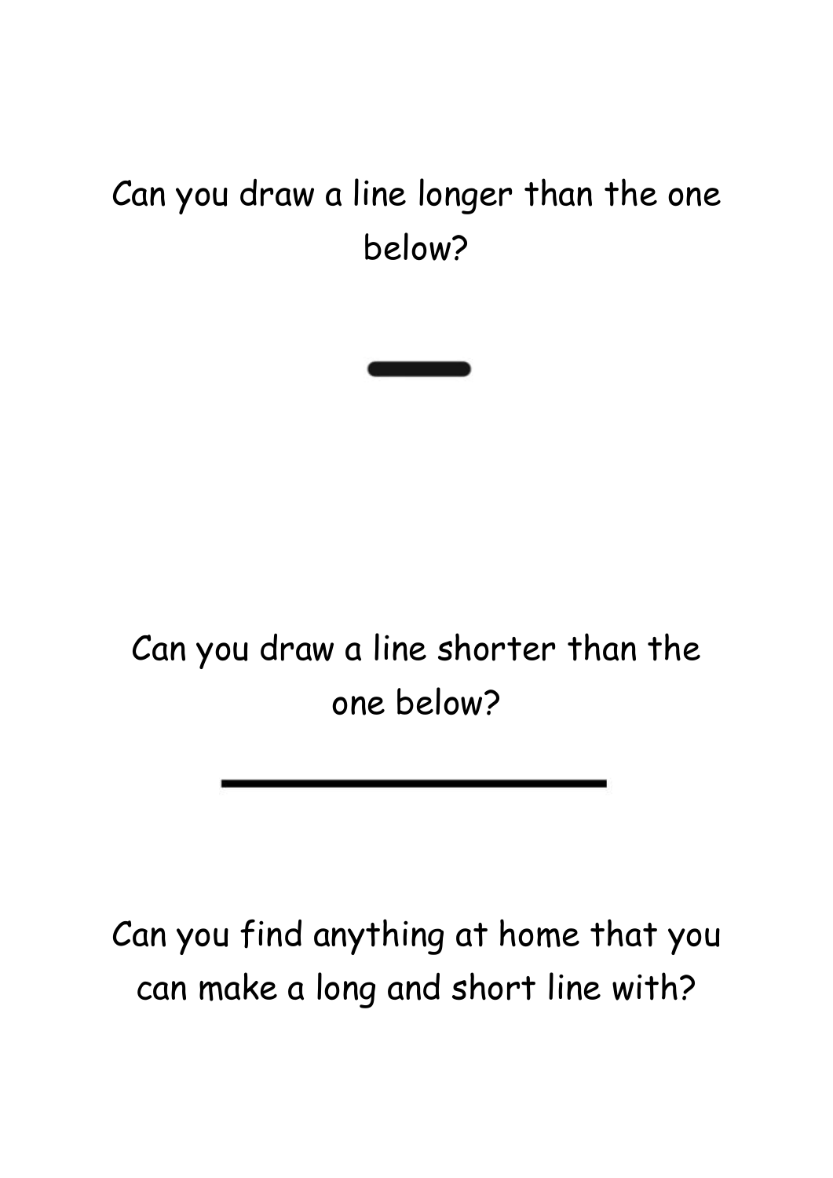Can you draw a line longer than the one below?

Can you draw a line shorter than the one below?

Can you find anything at home that you can make a long and short line with?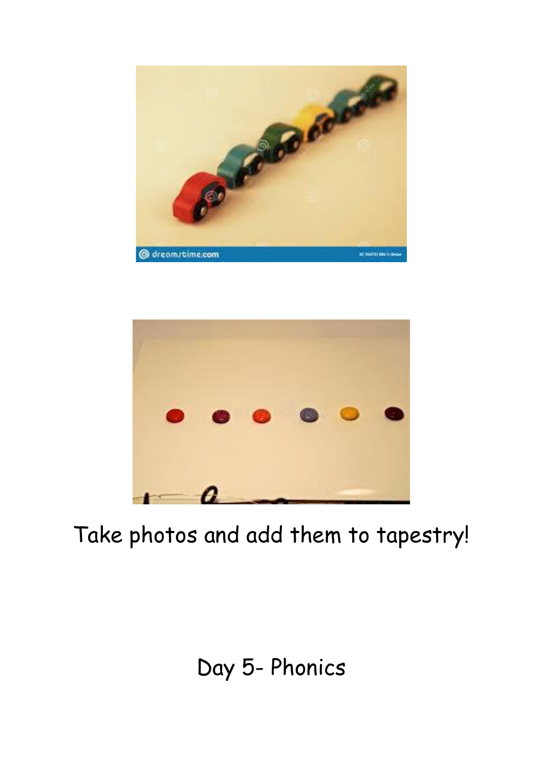Take photos and add them to tapestry!

Day 5- Phonics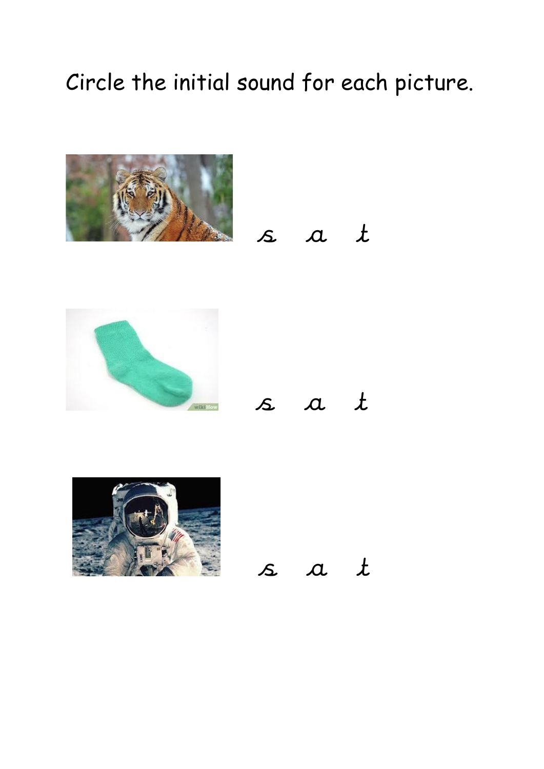Circle the initial sound for each picture.

s a t

s a t

s a t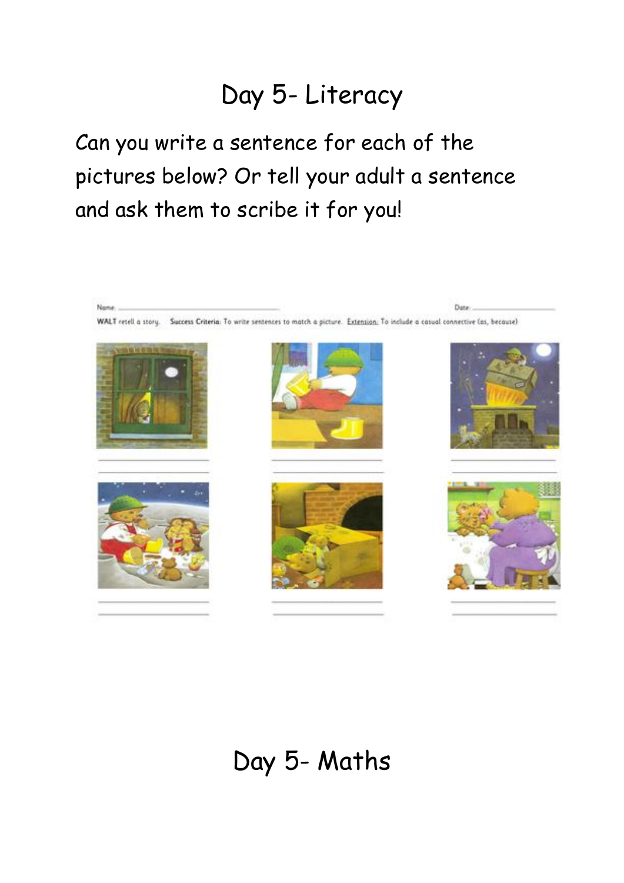# Day 5- Literacy

Can you write a sentence for each of the pictures below? Or tell your adult a sentence and ask them to scribe it for you!

Name: ______________________ Date: ______________

**WALT** retell a story. **Success Criteria:** To write sentences to match a picture. Extension: To include a casual connective (as, because)

# Day 5- Maths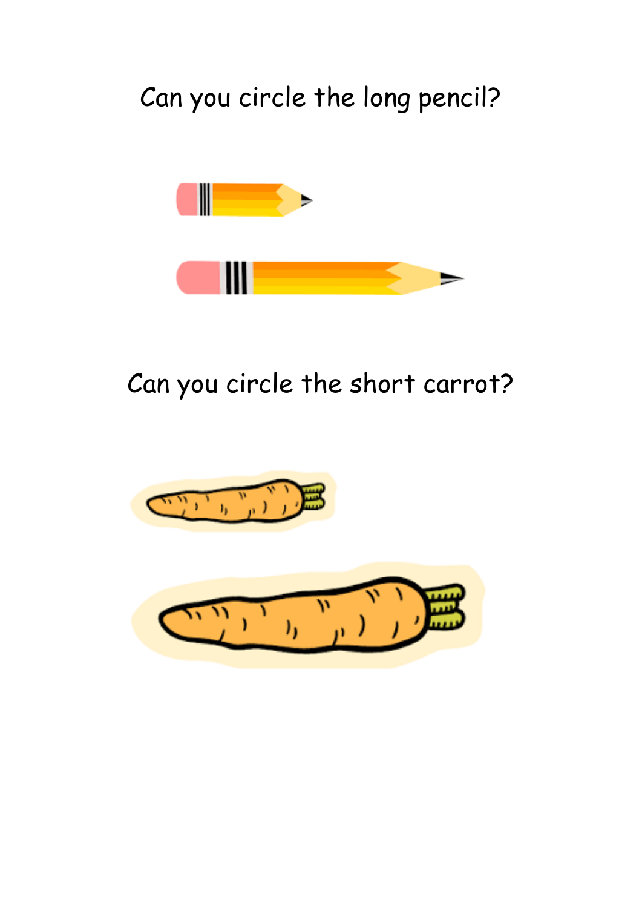Can you circle the long pencil?

Can you circle the short carrot?